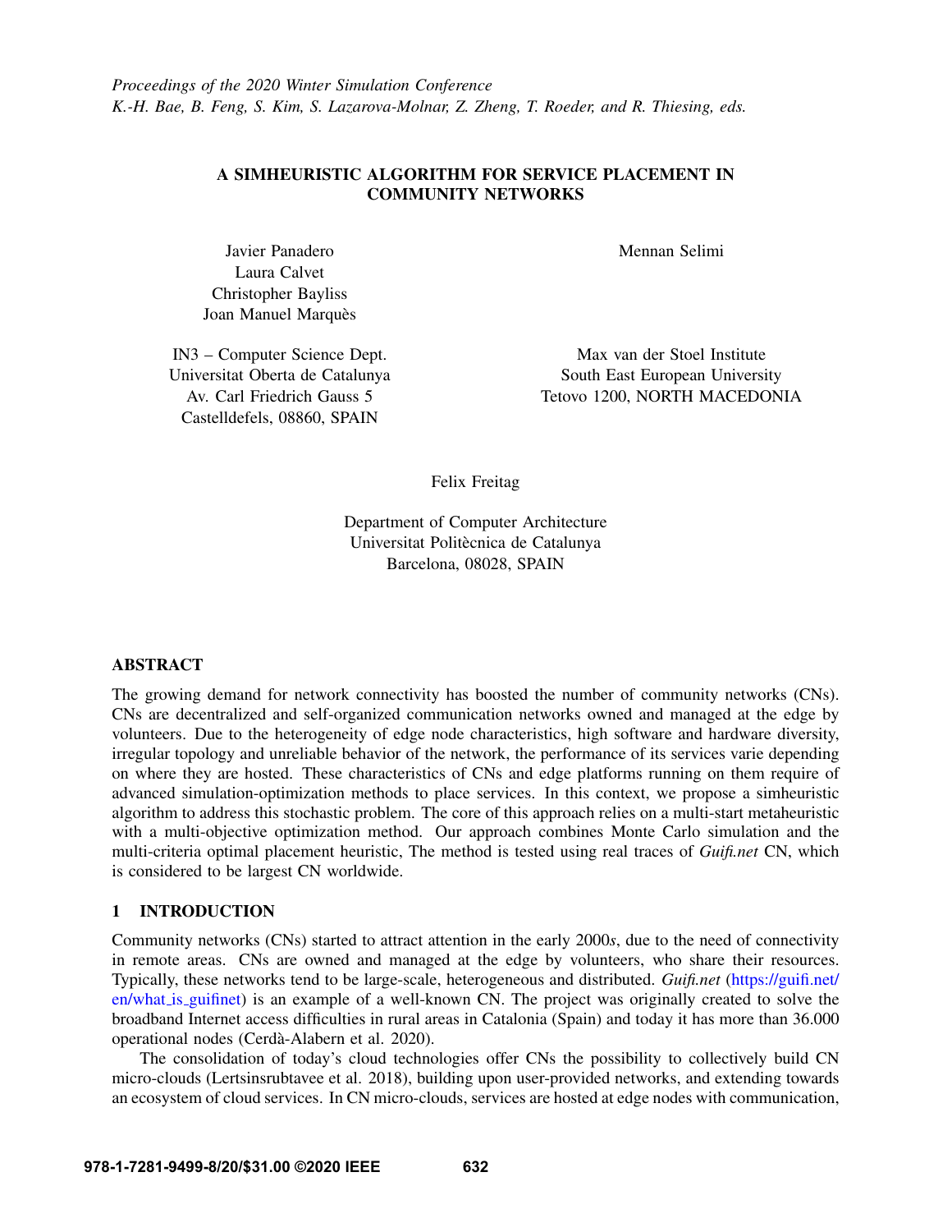*Proceedings of the 2020 Winter Simulation Conference*
*K.-H. Bae, B. Feng, S. Kim, S. Lazarova-Molnar, Z. Zheng, T. Roeder, and R. Thiesing, eds.*

# A SIMHEURISTIC ALGORITHM FOR SERVICE PLACEMENT IN COMMUNITY NETWORKS

Javier Panadero
Laura Calvet
Christopher Bayliss
Joan Manuel Marquès

IN3 – Computer Science Dept.
Universitat Oberta de Catalunya
Av. Carl Friedrich Gauss 5
Castelldefels, 08860, SPAIN

Mennan Selimi

Max van der Stoel Institute
South East European University
Tetovo 1200, NORTH MACEDONIA

Felix Freitag

Department of Computer Architecture
Universitat Politècnica de Catalunya
Barcelona, 08028, SPAIN

## ABSTRACT

The growing demand for network connectivity has boosted the number of community networks (CNs). CNs are decentralized and self-organized communication networks owned and managed at the edge by volunteers. Due to the heterogeneity of edge node characteristics, high software and hardware diversity, irregular topology and unreliable behavior of the network, the performance of its services varie depending on where they are hosted. These characteristics of CNs and edge platforms running on them require of advanced simulation-optimization methods to place services. In this context, we propose a simheuristic algorithm to address this stochastic problem. The core of this approach relies on a multi-start metaheuristic with a multi-objective optimization method. Our approach combines Monte Carlo simulation and the multi-criteria optimal placement heuristic, The method is tested using real traces of *Guifi.net* CN, which is considered to be largest CN worldwide.

## 1 INTRODUCTION

Community networks (CNs) started to attract attention in the early 2000*s*, due to the need of connectivity in remote areas. CNs are owned and managed at the edge by volunteers, who share their resources. Typically, these networks tend to be large-scale, heterogeneous and distributed. *Guifi.net* (https://guifi.net/en/what_is_guifinet) is an example of a well-known CN. The project was originally created to solve the broadband Internet access difficulties in rural areas in Catalonia (Spain) and today it has more than 36.000 operational nodes (Cerdà-Alabern et al. 2020).

The consolidation of today's cloud technologies offer CNs the possibility to collectively build CN micro-clouds (Lertsinsrubtavee et al. 2018), building upon user-provided networks, and extending towards an ecosystem of cloud services. In CN micro-clouds, services are hosted at edge nodes with communication,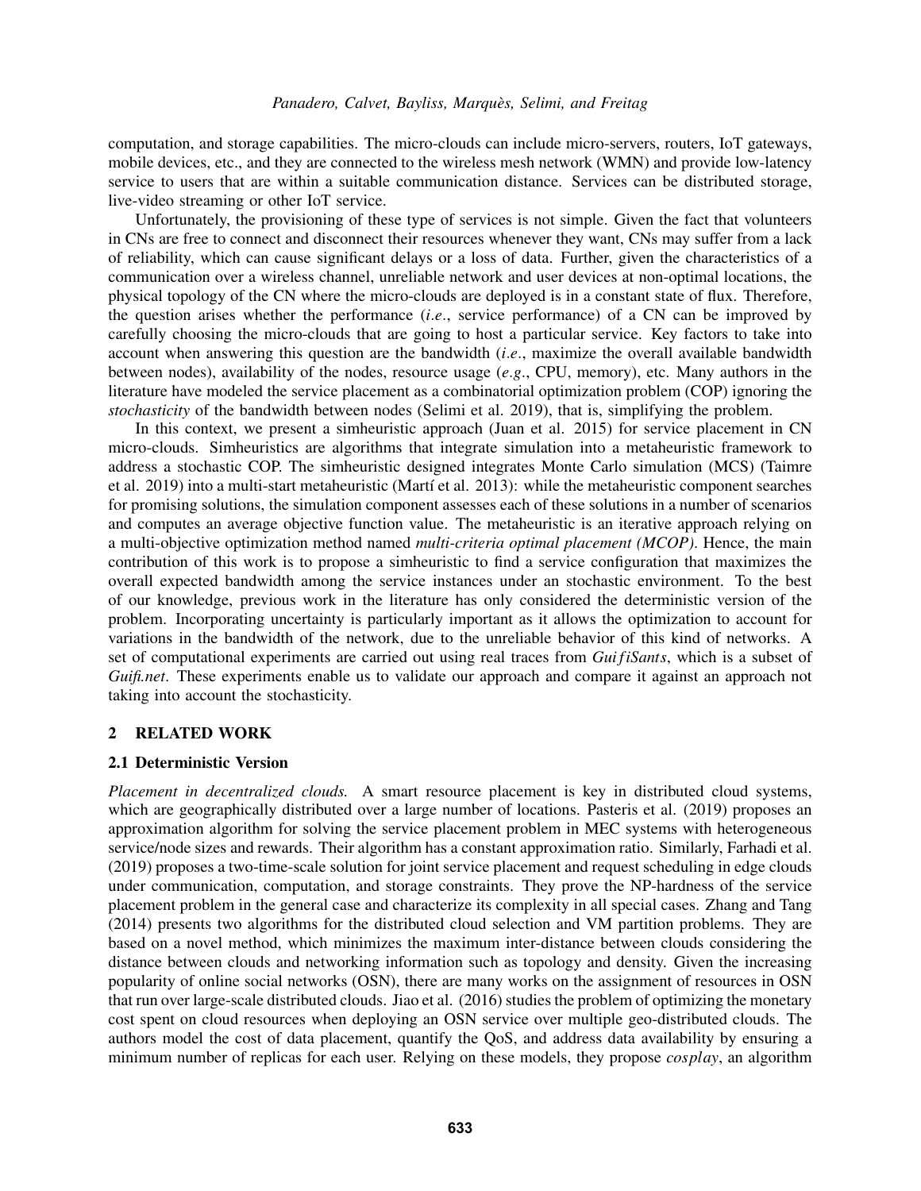computation, and storage capabilities. The micro-clouds can include micro-servers, routers, IoT gateways, mobile devices, etc., and they are connected to the wireless mesh network (WMN) and provide low-latency service to users that are within a suitable communication distance. Services can be distributed storage, live-video streaming or other IoT service.

Unfortunately, the provisioning of these type of services is not simple. Given the fact that volunteers in CNs are free to connect and disconnect their resources whenever they want, CNs may suffer from a lack of reliability, which can cause significant delays or a loss of data. Further, given the characteristics of a communication over a wireless channel, unreliable network and user devices at non-optimal locations, the physical topology of the CN where the micro-clouds are deployed is in a constant state of flux. Therefore, the question arises whether the performance (*i.e.*, service performance) of a CN can be improved by carefully choosing the micro-clouds that are going to host a particular service. Key factors to take into account when answering this question are the bandwidth (*i.e.*, maximize the overall available bandwidth between nodes), availability of the nodes, resource usage (*e.g.*, CPU, memory), etc. Many authors in the literature have modeled the service placement as a combinatorial optimization problem (COP) ignoring the *stochasticity* of the bandwidth between nodes (Selimi et al. 2019), that is, simplifying the problem.

In this context, we present a simheuristic approach (Juan et al. 2015) for service placement in CN micro-clouds. Simheuristics are algorithms that integrate simulation into a metaheuristic framework to address a stochastic COP. The simheuristic designed integrates Monte Carlo simulation (MCS) (Taimre et al. 2019) into a multi-start metaheuristic (Martí et al. 2013): while the metaheuristic component searches for promising solutions, the simulation component assesses each of these solutions in a number of scenarios and computes an average objective function value. The metaheuristic is an iterative approach relying on a multi-objective optimization method named *multi-criteria optimal placement (MCOP)*. Hence, the main contribution of this work is to propose a simheuristic to find a service configuration that maximizes the overall expected bandwidth among the service instances under an stochastic environment. To the best of our knowledge, previous work in the literature has only considered the deterministic version of the problem. Incorporating uncertainty is particularly important as it allows the optimization to account for variations in the bandwidth of the network, due to the unreliable behavior of this kind of networks. A set of computational experiments are carried out using real traces from *GuifiSants*, which is a subset of *Guifi.net*. These experiments enable us to validate our approach and compare it against an approach not taking into account the stochasticity.

## 2 RELATED WORK

### 2.1 Deterministic Version

*Placement in decentralized clouds.* A smart resource placement is key in distributed cloud systems, which are geographically distributed over a large number of locations. Pasteris et al. (2019) proposes an approximation algorithm for solving the service placement problem in MEC systems with heterogeneous service/node sizes and rewards. Their algorithm has a constant approximation ratio. Similarly, Farhadi et al. (2019) proposes a two-time-scale solution for joint service placement and request scheduling in edge clouds under communication, computation, and storage constraints. They prove the NP-hardness of the service placement problem in the general case and characterize its complexity in all special cases. Zhang and Tang (2014) presents two algorithms for the distributed cloud selection and VM partition problems. They are based on a novel method, which minimizes the maximum inter-distance between clouds considering the distance between clouds and networking information such as topology and density. Given the increasing popularity of online social networks (OSN), there are many works on the assignment of resources in OSN that run over large-scale distributed clouds. Jiao et al. (2016) studies the problem of optimizing the monetary cost spent on cloud resources when deploying an OSN service over multiple geo-distributed clouds. The authors model the cost of data placement, quantify the QoS, and address data availability by ensuring a minimum number of replicas for each user. Relying on these models, they propose *cosplay*, an algorithm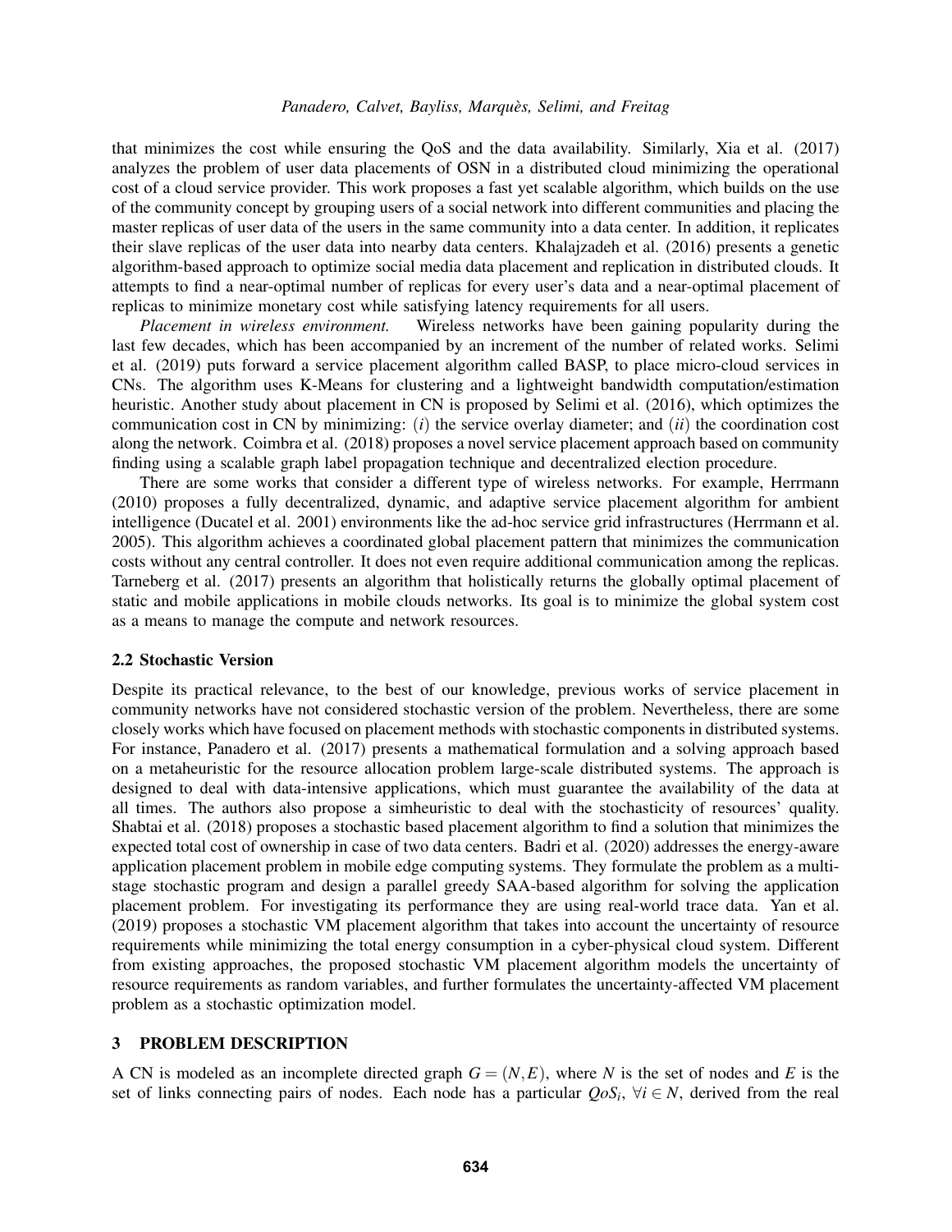that minimizes the cost while ensuring the QoS and the data availability. Similarly, Xia et al. (2017) analyzes the problem of user data placements of OSN in a distributed cloud minimizing the operational cost of a cloud service provider. This work proposes a fast yet scalable algorithm, which builds on the use of the community concept by grouping users of a social network into different communities and placing the master replicas of user data of the users in the same community into a data center. In addition, it replicates their slave replicas of the user data into nearby data centers. Khalajzadeh et al. (2016) presents a genetic algorithm-based approach to optimize social media data placement and replication in distributed clouds. It attempts to find a near-optimal number of replicas for every user's data and a near-optimal placement of replicas to minimize monetary cost while satisfying latency requirements for all users.

*Placement in wireless environment.* Wireless networks have been gaining popularity during the last few decades, which has been accompanied by an increment of the number of related works. Selimi et al. (2019) puts forward a service placement algorithm called BASP, to place micro-cloud services in CNs. The algorithm uses K-Means for clustering and a lightweight bandwidth computation/estimation heuristic. Another study about placement in CN is proposed by Selimi et al. (2016), which optimizes the communication cost in CN by minimizing: $(i)$ the service overlay diameter; and $(ii)$ the coordination cost along the network. Coimbra et al. (2018) proposes a novel service placement approach based on community finding using a scalable graph label propagation technique and decentralized election procedure.

There are some works that consider a different type of wireless networks. For example, Herrmann (2010) proposes a fully decentralized, dynamic, and adaptive service placement algorithm for ambient intelligence (Ducatel et al. 2001) environments like the ad-hoc service grid infrastructures (Herrmann et al. 2005). This algorithm achieves a coordinated global placement pattern that minimizes the communication costs without any central controller. It does not even require additional communication among the replicas. Tarneberg et al. (2017) presents an algorithm that holistically returns the globally optimal placement of static and mobile applications in mobile clouds networks. Its goal is to minimize the global system cost as a means to manage the compute and network resources.

### 2.2 Stochastic Version

Despite its practical relevance, to the best of our knowledge, previous works of service placement in community networks have not considered stochastic version of the problem. Nevertheless, there are some closely works which have focused on placement methods with stochastic components in distributed systems. For instance, Panadero et al. (2017) presents a mathematical formulation and a solving approach based on a metaheuristic for the resource allocation problem large-scale distributed systems. The approach is designed to deal with data-intensive applications, which must guarantee the availability of the data at all times. The authors also propose a simheuristic to deal with the stochasticity of resources' quality. Shabtai et al. (2018) proposes a stochastic based placement algorithm to find a solution that minimizes the expected total cost of ownership in case of two data centers. Badri et al. (2020) addresses the energy-aware application placement problem in mobile edge computing systems. They formulate the problem as a multi-stage stochastic program and design a parallel greedy SAA-based algorithm for solving the application placement problem. For investigating its performance they are using real-world trace data. Yan et al. (2019) proposes a stochastic VM placement algorithm that takes into account the uncertainty of resource requirements while minimizing the total energy consumption in a cyber-physical cloud system. Different from existing approaches, the proposed stochastic VM placement algorithm models the uncertainty of resource requirements as random variables, and further formulates the uncertainty-affected VM placement problem as a stochastic optimization model.

## 3 PROBLEM DESCRIPTION

A CN is modeled as an incomplete directed graph $G = (N, E)$, where $N$ is the set of nodes and $E$ is the set of links connecting pairs of nodes. Each node has a particular $QoS_i$, $\forall i \in N$, derived from the real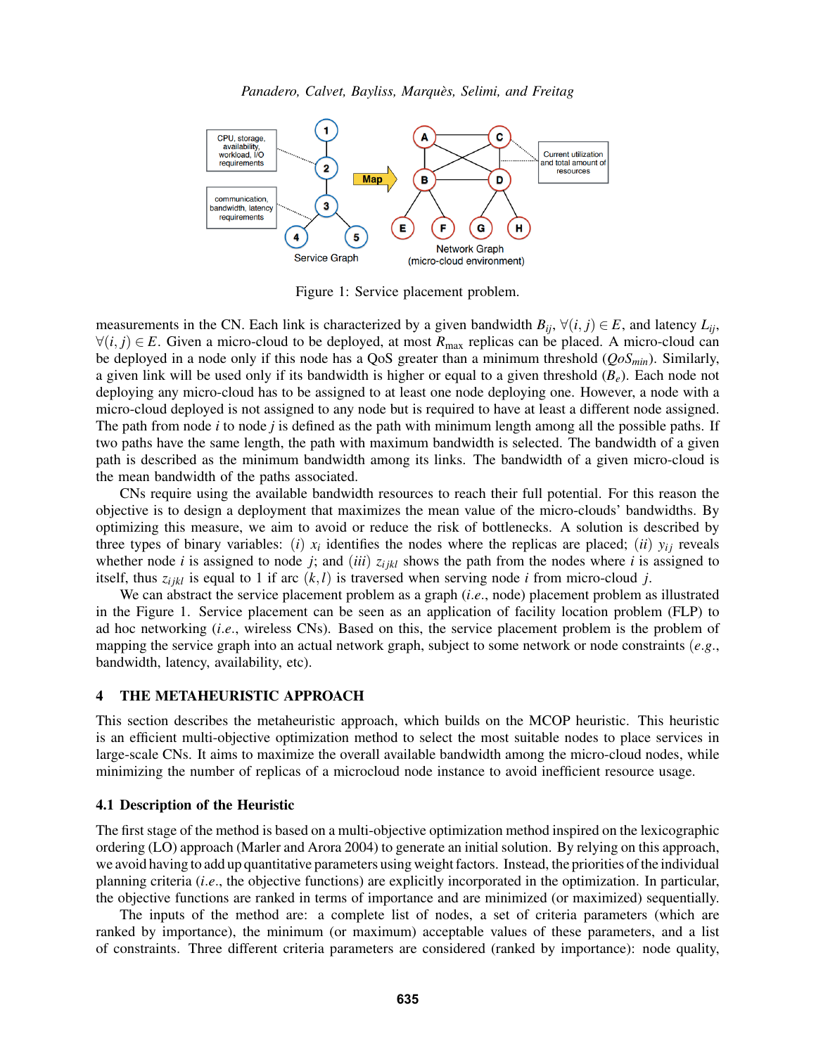Figure 1: Service placement problem.

measurements in the CN. Each link is characterized by a given bandwidth $B_{ij}$, $\forall(i,j) \in E$, and latency $L_{ij}$, $\forall(i,j) \in E$. Given a micro-cloud to be deployed, at most $R_{\max}$ replicas can be placed. A micro-cloud can be deployed in a node only if this node has a QoS greater than a minimum threshold ($QoS_{min}$). Similarly, a given link will be used only if its bandwidth is higher or equal to a given threshold ($B_e$). Each node not deploying any micro-cloud has to be assigned to at least one node deploying one. However, a node with a micro-cloud deployed is not assigned to any node but is required to have at least a different node assigned. The path from node $i$ to node $j$ is defined as the path with minimum length among all the possible paths. If two paths have the same length, the path with maximum bandwidth is selected. The bandwidth of a given path is described as the minimum bandwidth among its links. The bandwidth of a given micro-cloud is the mean bandwidth of the paths associated.

CNs require using the available bandwidth resources to reach their full potential. For this reason the objective is to design a deployment that maximizes the mean value of the micro-clouds' bandwidths. By optimizing this measure, we aim to avoid or reduce the risk of bottlenecks. A solution is described by three types of binary variables: $(i)$ $x_i$ identifies the nodes where the replicas are placed; $(ii)$ $y_{ij}$ reveals whether node $i$ is assigned to node $j$; and $(iii)$ $z_{ijkl}$ shows the path from the nodes where $i$ is assigned to itself, thus $z_{ijkl}$ is equal to 1 if arc $(k,l)$ is traversed when serving node $i$ from micro-cloud $j$.

We can abstract the service placement problem as a graph (*i.e.*, node) placement problem as illustrated in the Figure 1. Service placement can be seen as an application of facility location problem (FLP) to ad hoc networking (*i.e.*, wireless CNs). Based on this, the service placement problem is the problem of mapping the service graph into an actual network graph, subject to some network or node constraints (*e.g.*, bandwidth, latency, availability, etc).

## 4 THE METAHEURISTIC APPROACH

This section describes the metaheuristic approach, which builds on the MCOP heuristic. This heuristic is an efficient multi-objective optimization method to select the most suitable nodes to place services in large-scale CNs. It aims to maximize the overall available bandwidth among the micro-cloud nodes, while minimizing the number of replicas of a microcloud node instance to avoid inefficient resource usage.

### 4.1 Description of the Heuristic

The first stage of the method is based on a multi-objective optimization method inspired on the lexicographic ordering (LO) approach (Marler and Arora 2004) to generate an initial solution. By relying on this approach, we avoid having to add up quantitative parameters using weight factors. Instead, the priorities of the individual planning criteria (*i.e.*, the objective functions) are explicitly incorporated in the optimization. In particular, the objective functions are ranked in terms of importance and are minimized (or maximized) sequentially.

The inputs of the method are: a complete list of nodes, a set of criteria parameters (which are ranked by importance), the minimum (or maximum) acceptable values of these parameters, and a list of constraints. Three different criteria parameters are considered (ranked by importance): node quality,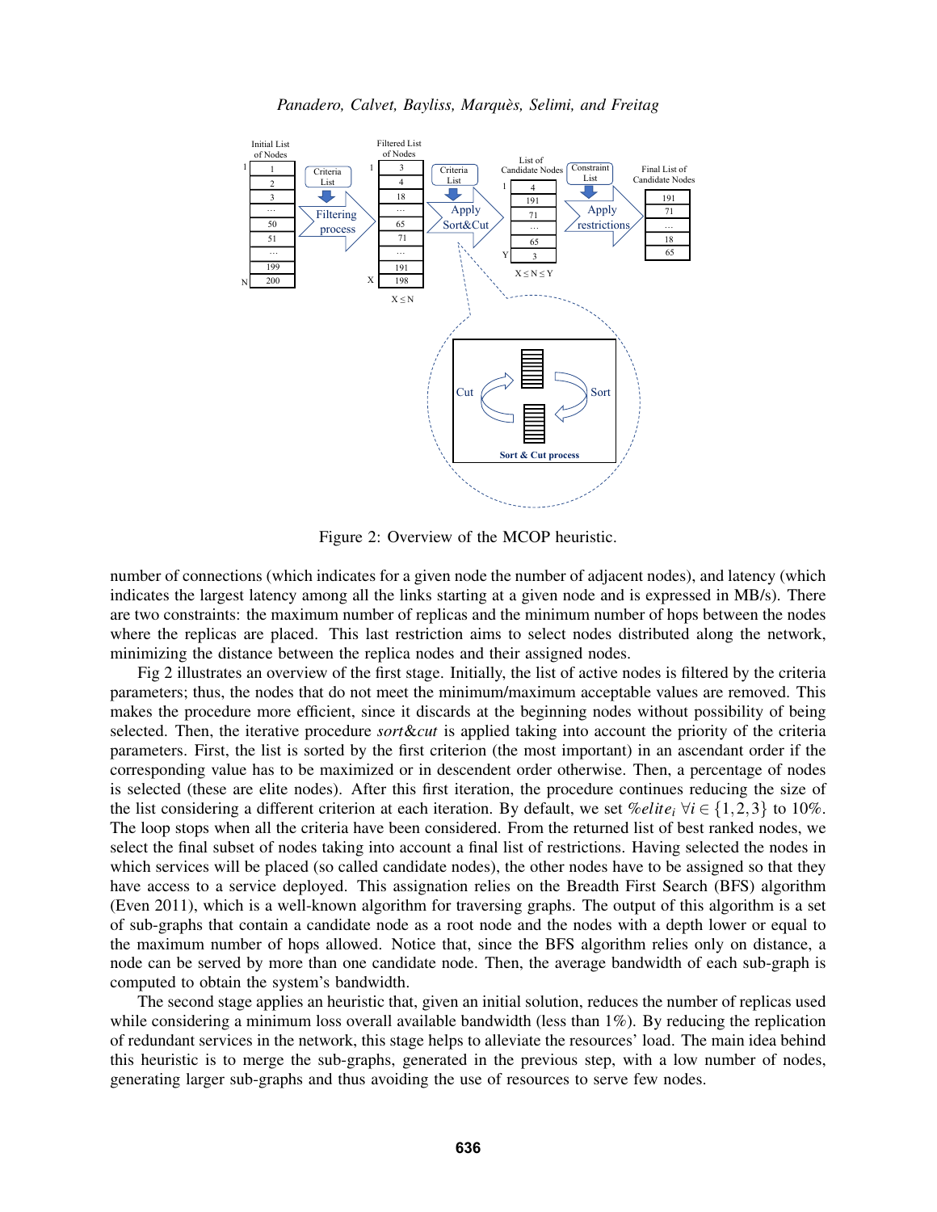Figure 2: Overview of the MCOP heuristic.

number of connections (which indicates for a given node the number of adjacent nodes), and latency (which indicates the largest latency among all the links starting at a given node and is expressed in MB/s). There are two constraints: the maximum number of replicas and the minimum number of hops between the nodes where the replicas are placed. This last restriction aims to select nodes distributed along the network, minimizing the distance between the replica nodes and their assigned nodes.

Fig 2 illustrates an overview of the first stage. Initially, the list of active nodes is filtered by the criteria parameters; thus, the nodes that do not meet the minimum/maximum acceptable values are removed. This makes the procedure more efficient, since it discards at the beginning nodes without possibility of being selected. Then, the iterative procedure *sort&cut* is applied taking into account the priority of the criteria parameters. First, the list is sorted by the first criterion (the most important) in an ascendant order if the corresponding value has to be maximized or in descendent order otherwise. Then, a percentage of nodes is selected (these are elite nodes). After this first iteration, the procedure continues reducing the size of the list considering a different criterion at each iteration. By default, we set $\%elite_i \ \forall i \in \{1,2,3\}$ to 10%. The loop stops when all the criteria have been considered. From the returned list of best ranked nodes, we select the final subset of nodes taking into account a final list of restrictions. Having selected the nodes in which services will be placed (so called candidate nodes), the other nodes have to be assigned so that they have access to a service deployed. This assignation relies on the Breadth First Search (BFS) algorithm (Even 2011), which is a well-known algorithm for traversing graphs. The output of this algorithm is a set of sub-graphs that contain a candidate node as a root node and the nodes with a depth lower or equal to the maximum number of hops allowed. Notice that, since the BFS algorithm relies only on distance, a node can be served by more than one candidate node. Then, the average bandwidth of each sub-graph is computed to obtain the system's bandwidth.

The second stage applies an heuristic that, given an initial solution, reduces the number of replicas used while considering a minimum loss overall available bandwidth (less than 1%). By reducing the replication of redundant services in the network, this stage helps to alleviate the resources' load. The main idea behind this heuristic is to merge the sub-graphs, generated in the previous step, with a low number of nodes, generating larger sub-graphs and thus avoiding the use of resources to serve few nodes.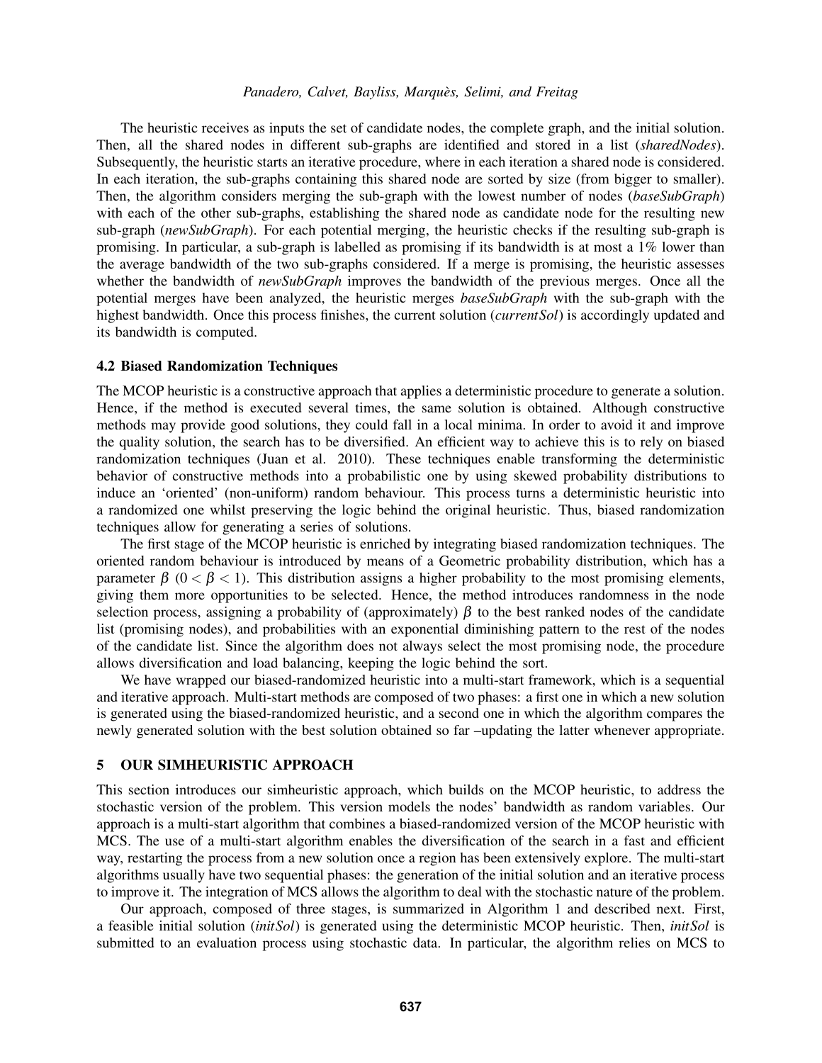The heuristic receives as inputs the set of candidate nodes, the complete graph, and the initial solution. Then, all the shared nodes in different sub-graphs are identified and stored in a list (*sharedNodes*). Subsequently, the heuristic starts an iterative procedure, where in each iteration a shared node is considered. In each iteration, the sub-graphs containing this shared node are sorted by size (from bigger to smaller). Then, the algorithm considers merging the sub-graph with the lowest number of nodes (*baseSubGraph*) with each of the other sub-graphs, establishing the shared node as candidate node for the resulting new sub-graph (*newSubGraph*). For each potential merging, the heuristic checks if the resulting sub-graph is promising. In particular, a sub-graph is labelled as promising if its bandwidth is at most a 1% lower than the average bandwidth of the two sub-graphs considered. If a merge is promising, the heuristic assesses whether the bandwidth of *newSubGraph* improves the bandwidth of the previous merges. Once all the potential merges have been analyzed, the heuristic merges *baseSubGraph* with the sub-graph with the highest bandwidth. Once this process finishes, the current solution (*currentSol*) is accordingly updated and its bandwidth is computed.

### 4.2 Biased Randomization Techniques

The MCOP heuristic is a constructive approach that applies a deterministic procedure to generate a solution. Hence, if the method is executed several times, the same solution is obtained. Although constructive methods may provide good solutions, they could fall in a local minima. In order to avoid it and improve the quality solution, the search has to be diversified. An efficient way to achieve this is to rely on biased randomization techniques (Juan et al. 2010). These techniques enable transforming the deterministic behavior of constructive methods into a probabilistic one by using skewed probability distributions to induce an 'oriented' (non-uniform) random behaviour. This process turns a deterministic heuristic into a randomized one whilst preserving the logic behind the original heuristic. Thus, biased randomization techniques allow for generating a series of solutions.

The first stage of the MCOP heuristic is enriched by integrating biased randomization techniques. The oriented random behaviour is introduced by means of a Geometric probability distribution, which has a parameter $\beta$ ($0 < \beta < 1$). This distribution assigns a higher probability to the most promising elements, giving them more opportunities to be selected. Hence, the method introduces randomness in the node selection process, assigning a probability of (approximately) $\beta$ to the best ranked nodes of the candidate list (promising nodes), and probabilities with an exponential diminishing pattern to the rest of the nodes of the candidate list. Since the algorithm does not always select the most promising node, the procedure allows diversification and load balancing, keeping the logic behind the sort.

We have wrapped our biased-randomized heuristic into a multi-start framework, which is a sequential and iterative approach. Multi-start methods are composed of two phases: a first one in which a new solution is generated using the biased-randomized heuristic, and a second one in which the algorithm compares the newly generated solution with the best solution obtained so far –updating the latter whenever appropriate.

## 5 OUR SIMHEURISTIC APPROACH

This section introduces our simheuristic approach, which builds on the MCOP heuristic, to address the stochastic version of the problem. This version models the nodes' bandwidth as random variables. Our approach is a multi-start algorithm that combines a biased-randomized version of the MCOP heuristic with MCS. The use of a multi-start algorithm enables the diversification of the search in a fast and efficient way, restarting the process from a new solution once a region has been extensively explore. The multi-start algorithms usually have two sequential phases: the generation of the initial solution and an iterative process to improve it. The integration of MCS allows the algorithm to deal with the stochastic nature of the problem.

Our approach, composed of three stages, is summarized in Algorithm 1 and described next. First, a feasible initial solution (*initSol*) is generated using the deterministic MCOP heuristic. Then, *initSol* is submitted to an evaluation process using stochastic data. In particular, the algorithm relies on MCS to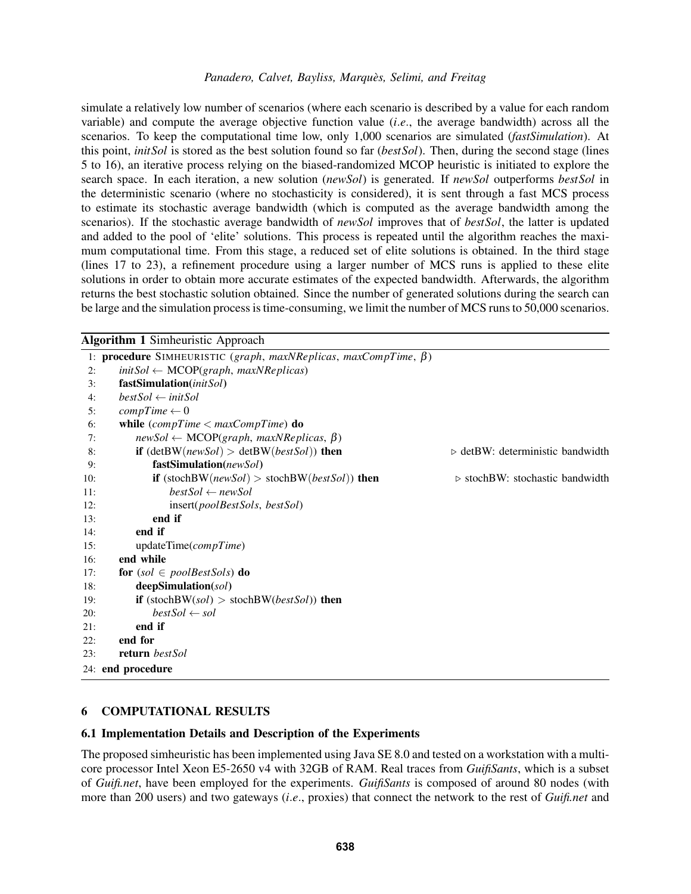simulate a relatively low number of scenarios (where each scenario is described by a value for each random variable) and compute the average objective function value (*i.e.*, the average bandwidth) across all the scenarios. To keep the computational time low, only 1,000 scenarios are simulated (*fastSimulation*). At this point, *initSol* is stored as the best solution found so far (*bestSol*). Then, during the second stage (lines 5 to 16), an iterative process relying on the biased-randomized MCOP heuristic is initiated to explore the search space. In each iteration, a new solution (*newSol*) is generated. If *newSol* outperforms *bestSol* in the deterministic scenario (where no stochasticity is considered), it is sent through a fast MCS process to estimate its stochastic average bandwidth (which is computed as the average bandwidth among the scenarios). If the stochastic average bandwidth of *newSol* improves that of *bestSol*, the latter is updated and added to the pool of 'elite' solutions. This process is repeated until the algorithm reaches the maximum computational time. From this stage, a reduced set of elite solutions is obtained. In the third stage (lines 17 to 23), a refinement procedure using a larger number of MCS runs is applied to these elite solutions in order to obtain more accurate estimates of the expected bandwidth. Afterwards, the algorithm returns the best stochastic solution obtained. Since the number of generated solutions during the search can be large and the simulation process is time-consuming, we limit the number of MCS runs to 50,000 scenarios.

**Algorithm 1** Simheuristic Approach

```
 1: procedure SIMHEURISTIC (graph, maxNReplicas, maxCompTime, β)
 2:     initSol ← MCOP(graph, maxNReplicas)
 3:     fastSimulation(initSol)
 4:     bestSol ← initSol
 5:     compTime ← 0
 6:     while (compTime < maxCompTime) do
 7:         newSol ← MCOP(graph, maxNReplicas, β)
 8:         if (detBW(newSol) > detBW(bestSol)) then          ▷ detBW: deterministic bandwidth
 9:             fastSimulation(newSol)
10:             if (stochBW(newSol) > stochBW(bestSol)) then  ▷ stochBW: stochastic bandwidth
11:                 bestSol ← newSol
12:                 insert(poolBestSols, bestSol)
13:             end if
14:         end if
15:         updateTime(compTime)
16:     end while
17:     for (sol ∈ poolBestSols) do
18:         deepSimulation(sol)
19:         if (stochBW(sol) > stochBW(bestSol)) then
20:             bestSol ← sol
21:         end if
22:     end for
23:     return bestSol
24: end procedure
```

## 6 COMPUTATIONAL RESULTS

### 6.1 Implementation Details and Description of the Experiments

The proposed simheuristic has been implemented using Java SE 8.0 and tested on a workstation with a multi-core processor Intel Xeon E5-2650 v4 with 32GB of RAM. Real traces from *GuifiSants*, which is a subset of *Guifi.net*, have been employed for the experiments. *GuifiSants* is composed of around 80 nodes (with more than 200 users) and two gateways (*i.e.*, proxies) that connect the network to the rest of *Guifi.net* and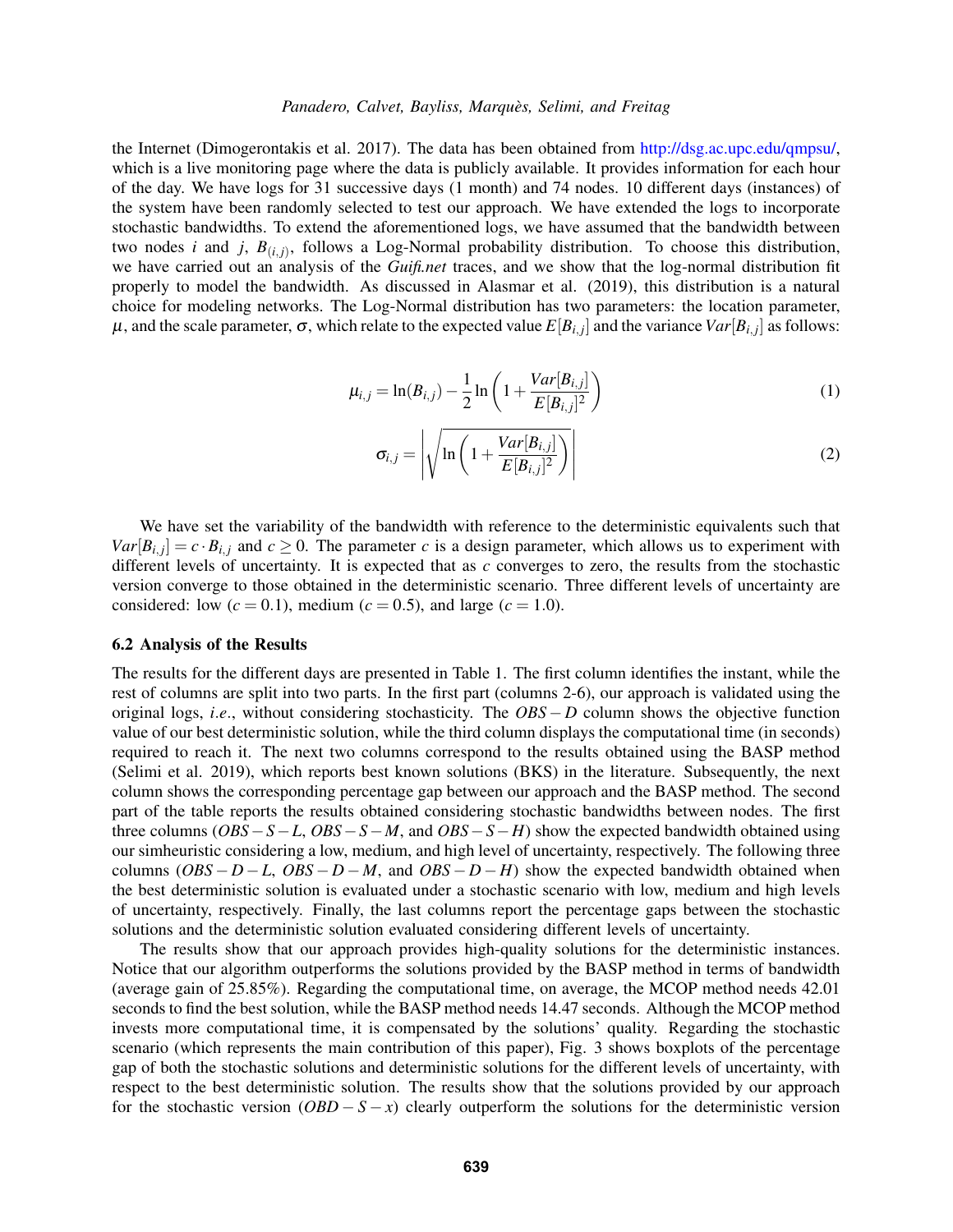the Internet (Dimogerontakis et al. 2017). The data has been obtained from http://dsg.ac.upc.edu/qmpsu/, which is a live monitoring page where the data is publicly available. It provides information for each hour of the day. We have logs for 31 successive days (1 month) and 74 nodes. 10 different days (instances) of the system have been randomly selected to test our approach. We have extended the logs to incorporate stochastic bandwidths. To extend the aforementioned logs, we have assumed that the bandwidth between two nodes $i$ and $j$, $B_{(i,j)}$, follows a Log-Normal probability distribution. To choose this distribution, we have carried out an analysis of the *Guifi.net* traces, and we show that the log-normal distribution fit properly to model the bandwidth. As discussed in Alasmar et al. (2019), this distribution is a natural choice for modeling networks. The Log-Normal distribution has two parameters: the location parameter, $\mu$, and the scale parameter, $\sigma$, which relate to the expected value $E[B_{i,j}]$ and the variance $Var[B_{i,j}]$ as follows:

$$\mu_{i,j} = \ln(B_{i,j}) - \frac{1}{2}\ln\left(1 + \frac{Var[B_{i,j}]}{E[B_{i,j}]^2}\right) \tag{1}$$

$$\sigma_{i,j} = \left|\sqrt{\ln\left(1 + \frac{Var[B_{i,j}]}{E[B_{i,j}]^2}\right)}\right| \tag{2}$$

We have set the variability of the bandwidth with reference to the deterministic equivalents such that $Var[B_{i,j}] = c \cdot B_{i,j}$ and $c \geq 0$. The parameter $c$ is a design parameter, which allows us to experiment with different levels of uncertainty. It is expected that as $c$ converges to zero, the results from the stochastic version converge to those obtained in the deterministic scenario. Three different levels of uncertainty are considered: low ($c = 0.1$), medium ($c = 0.5$), and large ($c = 1.0$).

### 6.2 Analysis of the Results

The results for the different days are presented in Table 1. The first column identifies the instant, while the rest of columns are split into two parts. In the first part (columns 2-6), our approach is validated using the original logs, *i.e.*, without considering stochasticity. The $OBS-D$ column shows the objective function value of our best deterministic solution, while the third column displays the computational time (in seconds) required to reach it. The next two columns correspond to the results obtained using the BASP method (Selimi et al. 2019), which reports best known solutions (BKS) in the literature. Subsequently, the next column shows the corresponding percentage gap between our approach and the BASP method. The second part of the table reports the results obtained considering stochastic bandwidths between nodes. The first three columns ($OBS-S-L$, $OBS-S-M$, and $OBS-S-H$) show the expected bandwidth obtained using our simheuristic considering a low, medium, and high level of uncertainty, respectively. The following three columns ($OBS-D-L$, $OBS-D-M$, and $OBS-D-H$) show the expected bandwidth obtained when the best deterministic solution is evaluated under a stochastic scenario with low, medium and high levels of uncertainty, respectively. Finally, the last columns report the percentage gaps between the stochastic solutions and the deterministic solution evaluated considering different levels of uncertainty.

The results show that our approach provides high-quality solutions for the deterministic instances. Notice that our algorithm outperforms the solutions provided by the BASP method in terms of bandwidth (average gain of 25.85%). Regarding the computational time, on average, the MCOP method needs 42.01 seconds to find the best solution, while the BASP method needs 14.47 seconds. Although the MCOP method invests more computational time, it is compensated by the solutions' quality. Regarding the stochastic scenario (which represents the main contribution of this paper), Fig. 3 shows boxplots of the percentage gap of both the stochastic solutions and deterministic solutions for the different levels of uncertainty, with respect to the best deterministic solution. The results show that the solutions provided by our approach for the stochastic version ($OBD-S-x$) clearly outperform the solutions for the deterministic version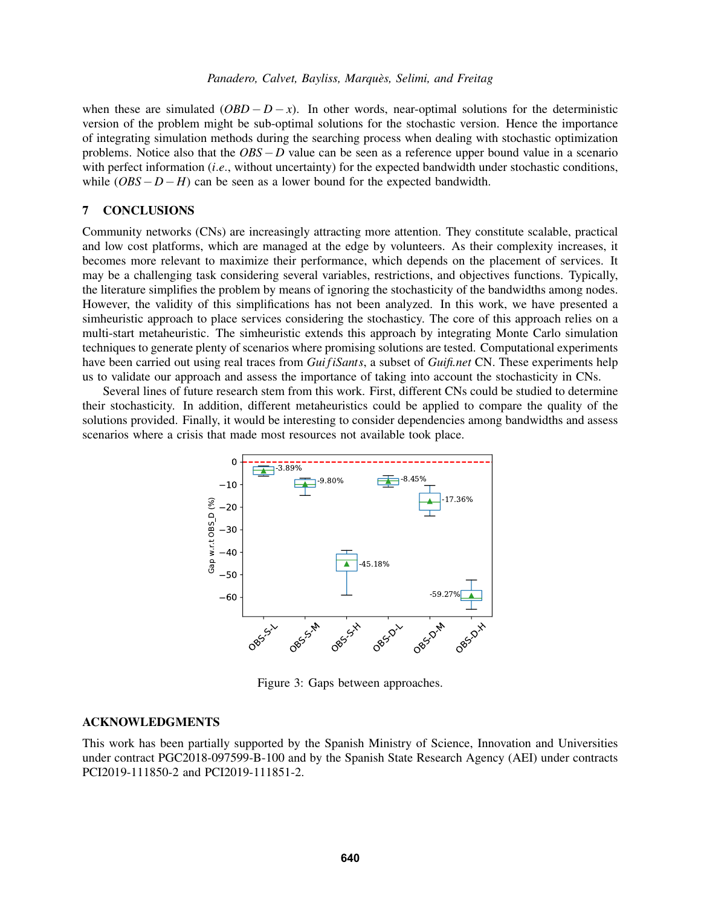when these are simulated ($OBD-D-x$). In other words, near-optimal solutions for the deterministic version of the problem might be sub-optimal solutions for the stochastic version. Hence the importance of integrating simulation methods during the searching process when dealing with stochastic optimization problems. Notice also that the $OBS-D$ value can be seen as a reference upper bound value in a scenario with perfect information (*i.e.*, without uncertainty) for the expected bandwidth under stochastic conditions, while ($OBS-D-H$) can be seen as a lower bound for the expected bandwidth.

## 7 CONCLUSIONS

Community networks (CNs) are increasingly attracting more attention. They constitute scalable, practical and low cost platforms, which are managed at the edge by volunteers. As their complexity increases, it becomes more relevant to maximize their performance, which depends on the placement of services. It may be a challenging task considering several variables, restrictions, and objectives functions. Typically, the literature simplifies the problem by means of ignoring the stochasticity of the bandwidths among nodes. However, the validity of this simplifications has not been analyzed. In this work, we have presented a simheuristic approach to place services considering the stochasticy. The core of this approach relies on a multi-start metaheuristic. The simheuristic extends this approach by integrating Monte Carlo simulation techniques to generate plenty of scenarios where promising solutions are tested. Computational experiments have been carried out using real traces from *GuifiSants*, a subset of *Guifi.net* CN. These experiments help us to validate our approach and assess the importance of taking into account the stochasticity in CNs.

Several lines of future research stem from this work. First, different CNs could be studied to determine their stochasticity. In addition, different metaheuristics could be applied to compare the quality of the solutions provided. Finally, it would be interesting to consider dependencies among bandwidths and assess scenarios where a crisis that made most resources not available took place.

Figure 3: Gaps between approaches.

## ACKNOWLEDGMENTS

This work has been partially supported by the Spanish Ministry of Science, Innovation and Universities under contract PGC2018-097599-B-100 and by the Spanish State Research Agency (AEI) under contracts PCI2019-111850-2 and PCI2019-111851-2.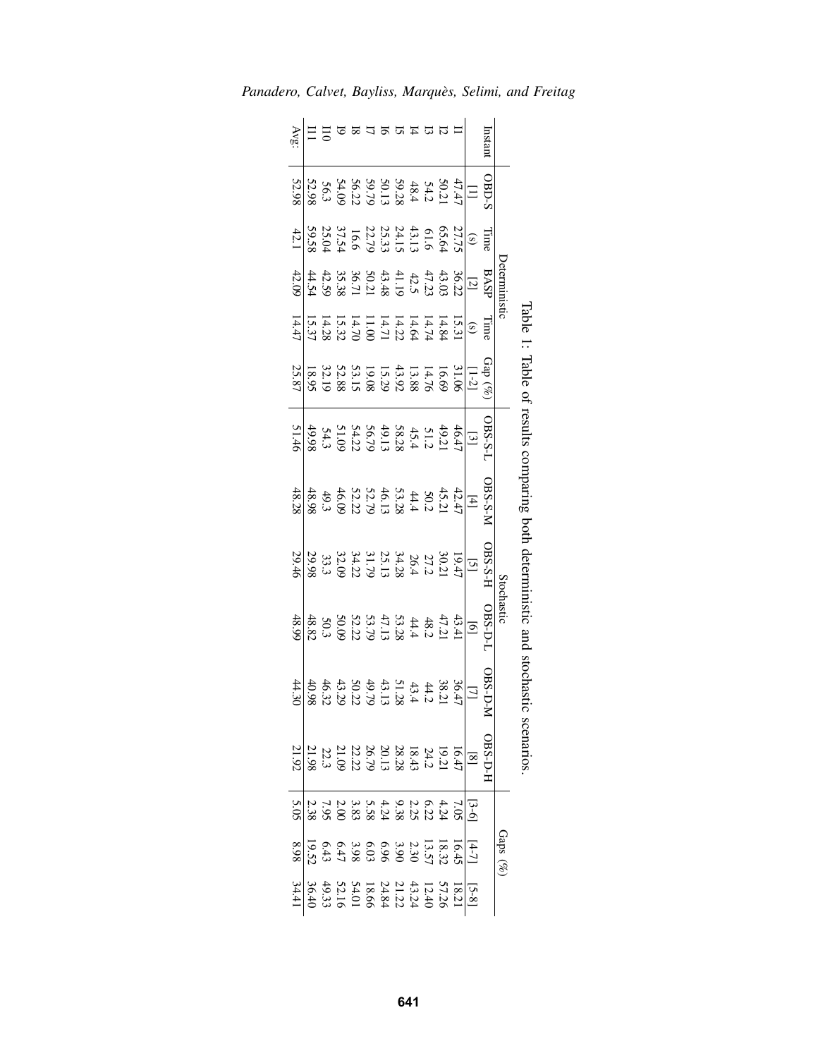Table 1: Table of results comparing both deterministic and stochastic scenarios.

| Instant | Deterministic | | | | | Stochastic | | | | | | Gaps (%) | | |
|---|---|---|---|---|---|---|---|---|---|---|---|---|---|---|
| | OBD-S [1] | Time (s) | BASP [2] | Time (s) | Gap (%) [1-2] | OBS-S-L [3] | OBS-S-M [4] | OBS-S-H [5] | OBS-D-L [6] | OBS-D-M [7] | OBS-D-H [8] | [3-6] | [4-7] | [5-8] |
| I1 | 47.47 | 27.75 | 36.22 | 15.31 | 31.06 | 46.47 | 42.47 | 19.47 | 43.41 | 36.47 | 16.47 | 7.05 | 16.45 | 18.21 |
| I2 | 50.21 | 65.64 | 43.03 | 14.84 | 16.69 | 49.21 | 45.21 | 30.21 | 47.21 | 38.21 | 19.21 | 4.24 | 18.32 | 57.26 |
| I3 | 54.2 | 61.6 | 47.23 | 14.74 | 14.76 | 51.2 | 50.2 | 27.2 | 48.2 | 44.2 | 24.2 | 6.22 | 13.57 | 12.40 |
| I4 | 48.4 | 43.13 | 42.5 | 14.64 | 13.88 | 45.4 | 44.4 | 26.4 | 44.4 | 43.4 | 18.43 | 2.25 | 2.30 | 43.24 |
| I5 | 59.28 | 24.15 | 41.19 | 14.22 | 43.92 | 58.28 | 53.28 | 34.28 | 53.28 | 51.28 | 28.28 | 9.38 | 3.90 | 21.22 |
| I6 | 50.13 | 25.33 | 43.48 | 14.71 | 15.29 | 49.13 | 46.13 | 25.13 | 47.13 | 43.13 | 20.13 | 4.24 | 6.96 | 24.84 |
| I7 | 59.79 | 22.79 | 50.21 | 11.00 | 19.08 | 56.79 | 52.79 | 31.79 | 53.79 | 49.79 | 26.79 | 5.58 | 6.03 | 18.66 |
| I8 | 56.22 | 16.6 | 36.71 | 14.70 | 53.15 | 54.22 | 52.22 | 34.22 | 52.22 | 50.22 | 22.22 | 3.83 | 3.98 | 54.01 |
| I9 | 54.09 | 37.54 | 35.38 | 15.32 | 52.88 | 51.09 | 46.09 | 32.09 | 50.09 | 43.29 | 21.09 | 2.00 | 6.47 | 52.16 |
| I10 | 56.3 | 25.04 | 42.59 | 14.28 | 32.19 | 54.3 | 49.3 | 33.3 | 50.3 | 46.32 | 22.3 | 7.95 | 6.43 | 49.33 |
| I11 | 52.98 | 59.58 | 44.54 | 15.37 | 18.95 | 49.98 | 48.98 | 29.98 | 48.82 | 40.98 | 21.98 | 2.38 | 19.52 | 36.40 |
| Avg: | 52.98 | 42.1 | 42.09 | 14.47 | 25.87 | 51.46 | 48.28 | 29.46 | 48.99 | 44.30 | 21.92 | 5.05 | 8.98 | 34.41 |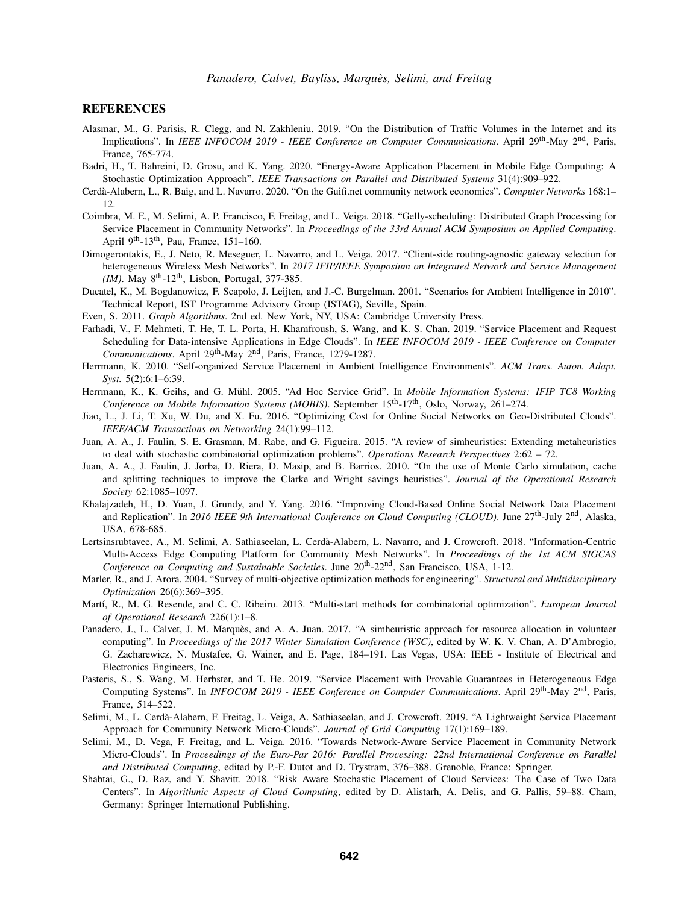## REFERENCES

Alasmar, M., G. Parisis, R. Clegg, and N. Zakhleniu. 2019. "On the Distribution of Traffic Volumes in the Internet and its Implications". In *IEEE INFOCOM 2019 - IEEE Conference on Computer Communications*. April 29th-May 2nd, Paris, France, 765-774.

Badri, H., T. Bahreini, D. Grosu, and K. Yang. 2020. "Energy-Aware Application Placement in Mobile Edge Computing: A Stochastic Optimization Approach". *IEEE Transactions on Parallel and Distributed Systems* 31(4):909–922.

Cerdà-Alabern, L., R. Baig, and L. Navarro. 2020. "On the Guifi.net community network economics". *Computer Networks* 168:1–12.

Coimbra, M. E., M. Selimi, A. P. Francisco, F. Freitag, and L. Veiga. 2018. "Gelly-scheduling: Distributed Graph Processing for Service Placement in Community Networks". In *Proceedings of the 33rd Annual ACM Symposium on Applied Computing*. April 9th-13th, Pau, France, 151–160.

Dimogerontakis, E., J. Neto, R. Meseguer, L. Navarro, and L. Veiga. 2017. "Client-side routing-agnostic gateway selection for heterogeneous Wireless Mesh Networks". In *2017 IFIP/IEEE Symposium on Integrated Network and Service Management (IM)*. May 8th-12th, Lisbon, Portugal, 377-385.

Ducatel, K., M. Bogdanowicz, F. Scapolo, J. Leijten, and J.-C. Burgelman. 2001. "Scenarios for Ambient Intelligence in 2010". Technical Report, IST Programme Advisory Group (ISTAG), Seville, Spain.

Even, S. 2011. *Graph Algorithms*. 2nd ed. New York, NY, USA: Cambridge University Press.

Farhadi, V., F. Mehmeti, T. He, T. L. Porta, H. Khamfroush, S. Wang, and K. S. Chan. 2019. "Service Placement and Request Scheduling for Data-intensive Applications in Edge Clouds". In *IEEE INFOCOM 2019 - IEEE Conference on Computer Communications*. April 29th-May 2nd, Paris, France, 1279-1287.

Herrmann, K. 2010. "Self-organized Service Placement in Ambient Intelligence Environments". *ACM Trans. Auton. Adapt. Syst.* 5(2):6:1–6:39.

Herrmann, K., K. Geihs, and G. Mühl. 2005. "Ad Hoc Service Grid". In *Mobile Information Systems: IFIP TC8 Working Conference on Mobile Information Systems (MOBIS)*. September 15th-17th, Oslo, Norway, 261–274.

Jiao, L., J. Li, T. Xu, W. Du, and X. Fu. 2016. "Optimizing Cost for Online Social Networks on Geo-Distributed Clouds". *IEEE/ACM Transactions on Networking* 24(1):99–112.

Juan, A. A., J. Faulin, S. E. Grasman, M. Rabe, and G. Figueira. 2015. "A review of simheuristics: Extending metaheuristics to deal with stochastic combinatorial optimization problems". *Operations Research Perspectives* 2:62 – 72.

Juan, A. A., J. Faulin, J. Jorba, D. Riera, D. Masip, and B. Barrios. 2010. "On the use of Monte Carlo simulation, cache and splitting techniques to improve the Clarke and Wright savings heuristics". *Journal of the Operational Research Society* 62:1085–1097.

Khalajzadeh, H., D. Yuan, J. Grundy, and Y. Yang. 2016. "Improving Cloud-Based Online Social Network Data Placement and Replication". In *2016 IEEE 9th International Conference on Cloud Computing (CLOUD)*. June 27th-July 2nd, Alaska, USA, 678-685.

Lertsinsrubtavee, A., M. Selimi, A. Sathiaseelan, L. Cerdà-Alabern, L. Navarro, and J. Crowcroft. 2018. "Information-Centric Multi-Access Edge Computing Platform for Community Mesh Networks". In *Proceedings of the 1st ACM SIGCAS Conference on Computing and Sustainable Societies*. June 20th-22nd, San Francisco, USA, 1-12.

Marler, R., and J. Arora. 2004. "Survey of multi-objective optimization methods for engineering". *Structural and Multidisciplinary Optimization* 26(6):369–395.

Martí, R., M. G. Resende, and C. C. Ribeiro. 2013. "Multi-start methods for combinatorial optimization". *European Journal of Operational Research* 226(1):1–8.

Panadero, J., L. Calvet, J. M. Marquès, and A. A. Juan. 2017. "A simheuristic approach for resource allocation in volunteer computing". In *Proceedings of the 2017 Winter Simulation Conference (WSC)*, edited by W. K. V. Chan, A. D'Ambrogio, G. Zacharewicz, N. Mustafee, G. Wainer, and E. Page, 184–191. Las Vegas, USA: IEEE - Institute of Electrical and Electronics Engineers, Inc.

Pasteris, S., S. Wang, M. Herbster, and T. He. 2019. "Service Placement with Provable Guarantees in Heterogeneous Edge Computing Systems". In *INFOCOM 2019 - IEEE Conference on Computer Communications*. April 29th-May 2nd, Paris, France, 514–522.

Selimi, M., L. Cerdà-Alabern, F. Freitag, L. Veiga, A. Sathiaseelan, and J. Crowcroft. 2019. "A Lightweight Service Placement Approach for Community Network Micro-Clouds". *Journal of Grid Computing* 17(1):169–189.

Selimi, M., D. Vega, F. Freitag, and L. Veiga. 2016. "Towards Network-Aware Service Placement in Community Network Micro-Clouds". In *Proceedings of the Euro-Par 2016: Parallel Processing: 22nd International Conference on Parallel and Distributed Computing*, edited by P.-F. Dutot and D. Trystram, 376–388. Grenoble, France: Springer.

Shabtai, G., D. Raz, and Y. Shavitt. 2018. "Risk Aware Stochastic Placement of Cloud Services: The Case of Two Data Centers". In *Algorithmic Aspects of Cloud Computing*, edited by D. Alistarh, A. Delis, and G. Pallis, 59–88. Cham, Germany: Springer International Publishing.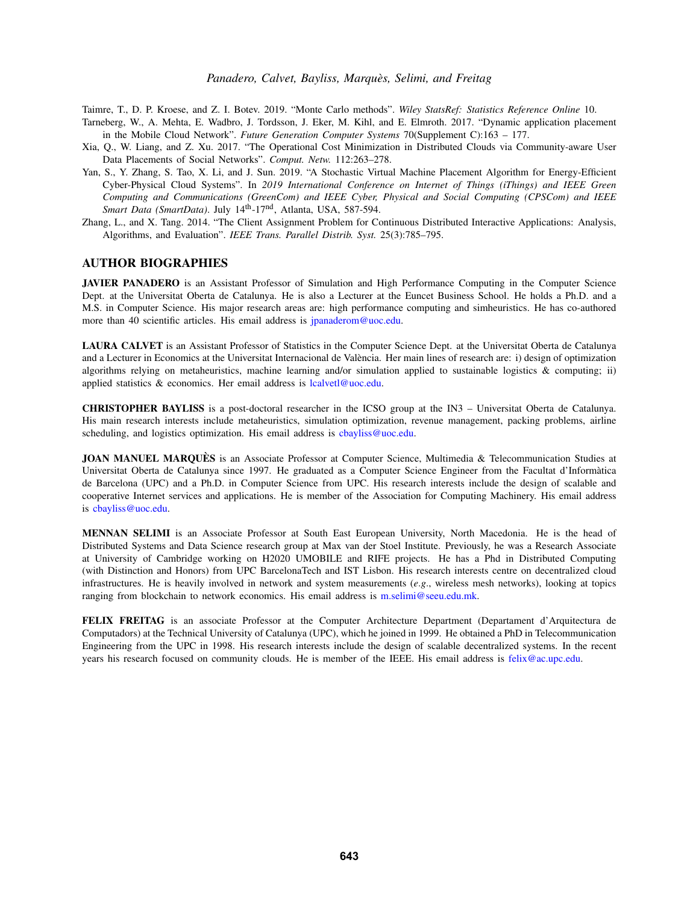Taimre, T., D. P. Kroese, and Z. I. Botev. 2019. "Monte Carlo methods". *Wiley StatsRef: Statistics Reference Online* 10.

Tarneberg, W., A. Mehta, E. Wadbro, J. Tordsson, J. Eker, M. Kihl, and E. Elmroth. 2017. "Dynamic application placement in the Mobile Cloud Network". *Future Generation Computer Systems* 70(Supplement C):163 – 177.

Xia, Q., W. Liang, and Z. Xu. 2017. "The Operational Cost Minimization in Distributed Clouds via Community-aware User Data Placements of Social Networks". *Comput. Netw.* 112:263–278.

Yan, S., Y. Zhang, S. Tao, X. Li, and J. Sun. 2019. "A Stochastic Virtual Machine Placement Algorithm for Energy-Efficient Cyber-Physical Cloud Systems". In *2019 International Conference on Internet of Things (iThings) and IEEE Green Computing and Communications (GreenCom) and IEEE Cyber, Physical and Social Computing (CPSCom) and IEEE Smart Data (SmartData)*. July 14$^{th}$-17$^{nd}$, Atlanta, USA, 587-594.

Zhang, L., and X. Tang. 2014. "The Client Assignment Problem for Continuous Distributed Interactive Applications: Analysis, Algorithms, and Evaluation". *IEEE Trans. Parallel Distrib. Syst.* 25(3):785–795.

## AUTHOR BIOGRAPHIES

**JAVIER PANADERO** is an Assistant Professor of Simulation and High Performance Computing in the Computer Science Dept. at the Universitat Oberta de Catalunya. He is also a Lecturer at the Euncet Business School. He holds a Ph.D. and a M.S. in Computer Science. His major research areas are: high performance computing and simheuristics. He has co-authored more than 40 scientific articles. His email address is jpanaderom@uoc.edu.

**LAURA CALVET** is an Assistant Professor of Statistics in the Computer Science Dept. at the Universitat Oberta de Catalunya and a Lecturer in Economics at the Universitat Internacional de València. Her main lines of research are: i) design of optimization algorithms relying on metaheuristics, machine learning and/or simulation applied to sustainable logistics & computing; ii) applied statistics & economics. Her email address is lcalvetl@uoc.edu.

**CHRISTOPHER BAYLISS** is a post-doctoral researcher in the ICSO group at the IN3 – Universitat Oberta de Catalunya. His main research interests include metaheuristics, simulation optimization, revenue management, packing problems, airline scheduling, and logistics optimization. His email address is cbayliss@uoc.edu.

**JOAN MANUEL MARQUÈS** is an Associate Professor at Computer Science, Multimedia & Telecommunication Studies at Universitat Oberta de Catalunya since 1997. He graduated as a Computer Science Engineer from the Facultat d'Informàtica de Barcelona (UPC) and a Ph.D. in Computer Science from UPC. His research interests include the design of scalable and cooperative Internet services and applications. He is member of the Association for Computing Machinery. His email address is cbayliss@uoc.edu.

**MENNAN SELIMI** is an Associate Professor at South East European University, North Macedonia. He is the head of Distributed Systems and Data Science research group at Max van der Stoel Institute. Previously, he was a Research Associate at University of Cambridge working on H2020 UMOBILE and RIFE projects. He has a Phd in Distributed Computing (with Distinction and Honors) from UPC BarcelonaTech and IST Lisbon. His research interests centre on decentralized cloud infrastructures. He is heavily involved in network and system measurements (*e.g.*, wireless mesh networks), looking at topics ranging from blockchain to network economics. His email address is m.selimi@seeu.edu.mk.

**FELIX FREITAG** is an associate Professor at the Computer Architecture Department (Departament d'Arquitectura de Computadors) at the Technical University of Catalunya (UPC), which he joined in 1999. He obtained a PhD in Telecommunication Engineering from the UPC in 1998. His research interests include the design of scalable decentralized systems. In the recent years his research focused on community clouds. He is member of the IEEE. His email address is felix@ac.upc.edu.